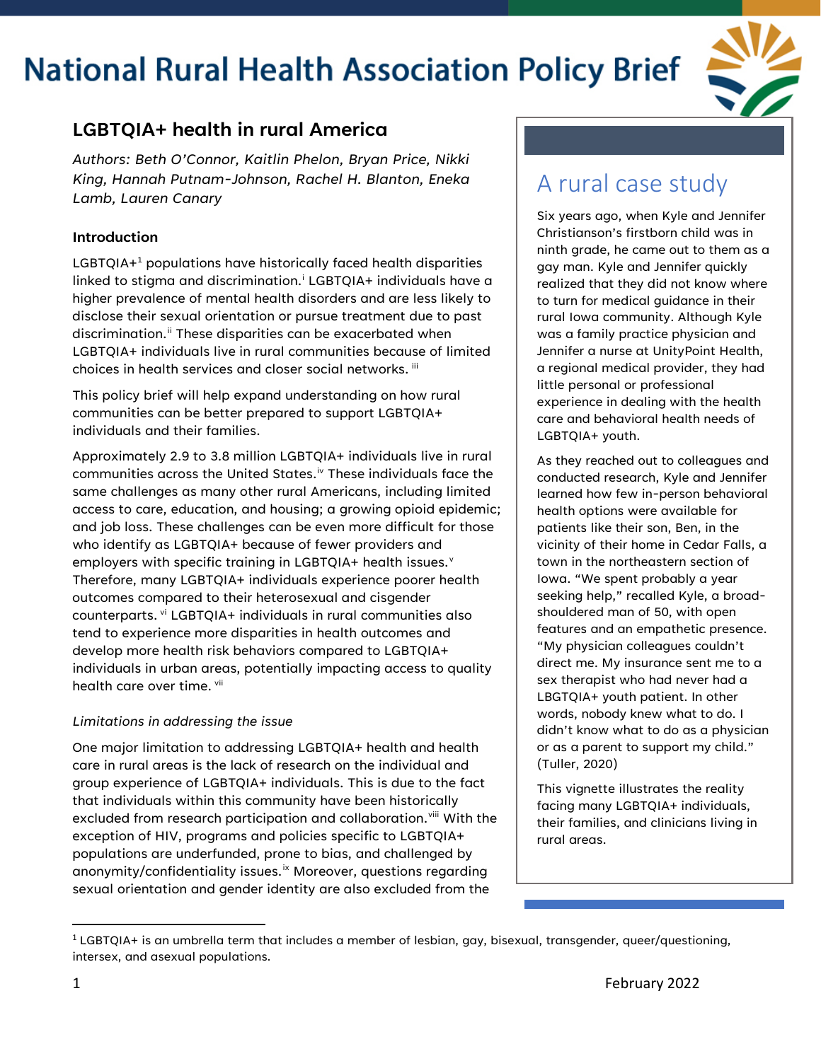# National Rural Health Association Policy Brief

## LGBTQIA+ health in rural America

*Authors: Beth O'Connor, Kaitlin Phelon, Bryan Price, Nikki King, Hannah Putnam-Johnson, Rachel H. Blanton, Eneka Lamb, Lauren Canary*

### Introduction

LGBTQIA+[1] populations have historically faced health disparities linked to stigma and discrimination.[i] LGBTQIA+ individuals have a higher prevalence of mental health disorders and are less likely to disclose their sexual orientation or pursue treatment due to past discrimination.[ii] These disparities can be exacerbated when LGBTQIA+ individuals live in rural communities because of limited choices in health services and closer social networks. [iii]

This policy brief will help expand understanding on how rural communities can be better prepared to support LGBTQIA+ individuals and their families.

Approximately 2.9 to 3.8 million LGBTQIA+ individuals live in rural communities across the United States.[iv] These individuals face the same challenges as many other rural Americans, including limited access to care, education, and housing; a growing opioid epidemic; and job loss. These challenges can be even more difficult for those who identify as LGBTQIA+ because of fewer providers and employers with specific training in LGBTQIA+ health issues.[v] Therefore, many LGBTQIA+ individuals experience poorer health outcomes compared to their heterosexual and cisgender counterparts. [vi] LGBTQIA+ individuals in rural communities also tend to experience more disparities in health outcomes and develop more health risk behaviors compared to LGBTQIA+ individuals in urban areas, potentially impacting access to quality health care over time. [vii]

*Limitations in addressing the issue*

One major limitation to addressing LGBTQIA+ health and health care in rural areas is the lack of research on the individual and group experience of LGBTQIA+ individuals. This is due to the fact that individuals within this community have been historically excluded from research participation and collaboration.[viii] With the exception of HIV, programs and policies specific to LGBTQIA+ populations are underfunded, prone to bias, and challenged by anonymity/confidentiality issues.[ix] Moreover, questions regarding sexual orientation and gender identity are also excluded from the

## A rural case study

Six years ago, when Kyle and Jennifer Christianson's firstborn child was in ninth grade, he came out to them as a gay man. Kyle and Jennifer quickly realized that they did not know where to turn for medical guidance in their rural Iowa community. Although Kyle was a family practice physician and Jennifer a nurse at UnityPoint Health, a regional medical provider, they had little personal or professional experience in dealing with the health care and behavioral health needs of LGBTQIA+ youth.

As they reached out to colleagues and conducted research, Kyle and Jennifer learned how few in-person behavioral health options were available for patients like their son, Ben, in the vicinity of their home in Cedar Falls, a town in the northeastern section of Iowa. "We spent probably a year seeking help," recalled Kyle, a broad-shouldered man of 50, with open features and an empathetic presence. "My physician colleagues couldn't direct me. My insurance sent me to a sex therapist who had never had a LBGTQIA+ youth patient. In other words, nobody knew what to do. I didn't know what to do as a physician or as a parent to support my child." (Tuller, 2020)

This vignette illustrates the reality facing many LGBTQIA+ individuals, their families, and clinicians living in rural areas.

---

[1] LGBTQIA+ is an umbrella term that includes a member of lesbian, gay, bisexual, transgender, queer/questioning, intersex, and asexual populations.

February 2022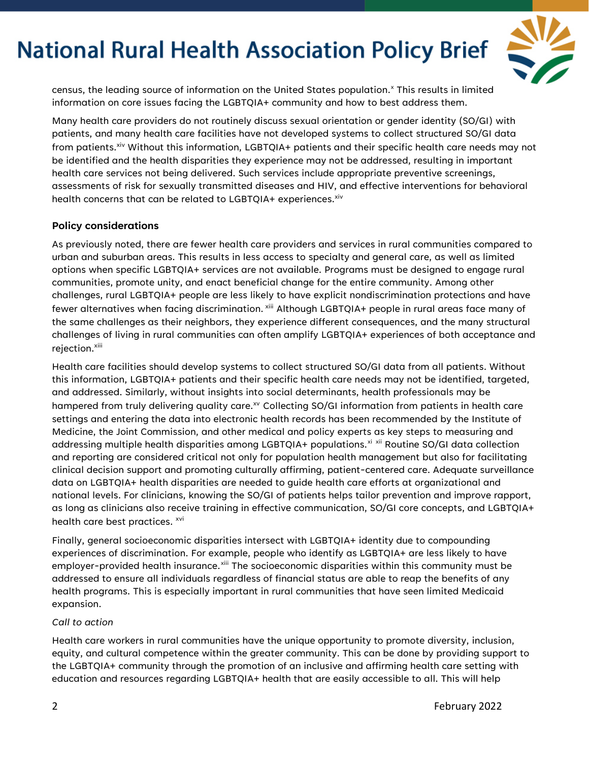census, the leading source of information on the United States population.[x] This results in limited information on core issues facing the LGBTQIA+ community and how to best address them.

Many health care providers do not routinely discuss sexual orientation or gender identity (SO/GI) with patients, and many health care facilities have not developed systems to collect structured SO/GI data from patients.[xiv] Without this information, LGBTQIA+ patients and their specific health care needs may not be identified and the health disparities they experience may not be addressed, resulting in important health care services not being delivered. Such services include appropriate preventive screenings, assessments of risk for sexually transmitted diseases and HIV, and effective interventions for behavioral health concerns that can be related to LGBTQIA+ experiences.[xiv]

### Policy considerations

As previously noted, there are fewer health care providers and services in rural communities compared to urban and suburban areas. This results in less access to specialty and general care, as well as limited options when specific LGBTQIA+ services are not available. Programs must be designed to engage rural communities, promote unity, and enact beneficial change for the entire community. Among other challenges, rural LGBTQIA+ people are less likely to have explicit nondiscrimination protections and have fewer alternatives when facing discrimination. [xiii] Although LGBTQIA+ people in rural areas face many of the same challenges as their neighbors, they experience different consequences, and the many structural challenges of living in rural communities can often amplify LGBTQIA+ experiences of both acceptance and rejection.[xiii]

Health care facilities should develop systems to collect structured SO/GI data from all patients. Without this information, LGBTQIA+ patients and their specific health care needs may not be identified, targeted, and addressed. Similarly, without insights into social determinants, health professionals may be hampered from truly delivering quality care.[xv] Collecting SO/GI information from patients in health care settings and entering the data into electronic health records has been recommended by the Institute of Medicine, the Joint Commission, and other medical and policy experts as key steps to measuring and addressing multiple health disparities among LGBTQIA+ populations.[xi] [xii] Routine SO/GI data collection and reporting are considered critical not only for population health management but also for facilitating clinical decision support and promoting culturally affirming, patient-centered care. Adequate surveillance data on LGBTQIA+ health disparities are needed to guide health care efforts at organizational and national levels. For clinicians, knowing the SO/GI of patients helps tailor prevention and improve rapport, as long as clinicians also receive training in effective communication, SO/GI core concepts, and LGBTQIA+ health care best practices. [xvi]

Finally, general socioeconomic disparities intersect with LGBTQIA+ identity due to compounding experiences of discrimination. For example, people who identify as LGBTQIA+ are less likely to have employer-provided health insurance.[xiii] The socioeconomic disparities within this community must be addressed to ensure all individuals regardless of financial status are able to reap the benefits of any health programs. This is especially important in rural communities that have seen limited Medicaid expansion.

*Call to action*

Health care workers in rural communities have the unique opportunity to promote diversity, inclusion, equity, and cultural competence within the greater community. This can be done by providing support to the LGBTQIA+ community through the promotion of an inclusive and affirming health care setting with education and resources regarding LGBTQIA+ health that are easily accessible to all. This will help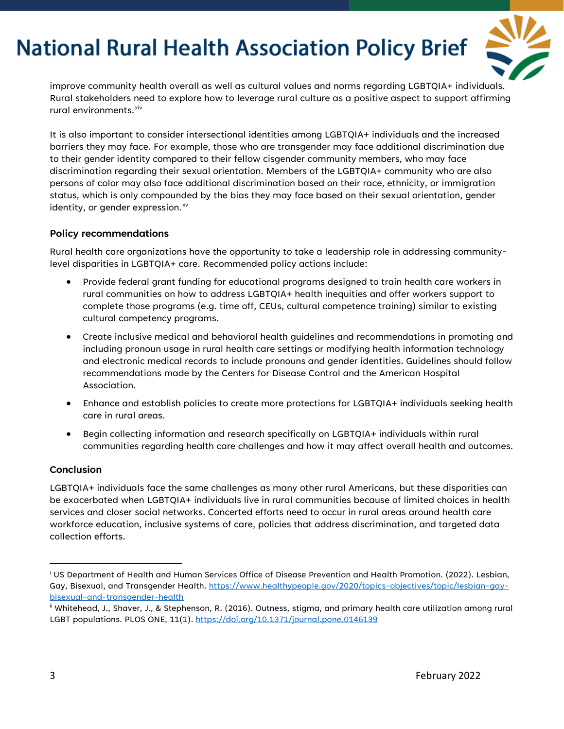improve community health overall as well as cultural values and norms regarding LGBTQIA+ individuals. Rural stakeholders need to explore how to leverage rural culture as a positive aspect to support affirming rural environments.[xiv]

It is also important to consider intersectional identities among LGBTQIA+ individuals and the increased barriers they may face. For example, those who are transgender may face additional discrimination due to their gender identity compared to their fellow cisgender community members, who may face discrimination regarding their sexual orientation. Members of the LGBTQIA+ community who are also persons of color may also face additional discrimination based on their race, ethnicity, or immigration status, which is only compounded by the bias they may face based on their sexual orientation, gender identity, or gender expression.[xv]

### Policy recommendations

Rural health care organizations have the opportunity to take a leadership role in addressing community-level disparities in LGBTQIA+ care. Recommended policy actions include:

- Provide federal grant funding for educational programs designed to train health care workers in rural communities on how to address LGBTQIA+ health inequities and offer workers support to complete those programs (e.g. time off, CEUs, cultural competence training) similar to existing cultural competency programs.
- Create inclusive medical and behavioral health guidelines and recommendations in promoting and including pronoun usage in rural health care settings or modifying health information technology and electronic medical records to include pronouns and gender identities. Guidelines should follow recommendations made by the Centers for Disease Control and the American Hospital Association.
- Enhance and establish policies to create more protections for LGBTQIA+ individuals seeking health care in rural areas.
- Begin collecting information and research specifically on LGBTQIA+ individuals within rural communities regarding health care challenges and how it may affect overall health and outcomes.

### Conclusion

LGBTQIA+ individuals face the same challenges as many other rural Americans, but these disparities can be exacerbated when LGBTQIA+ individuals live in rural communities because of limited choices in health services and closer social networks. Concerted efforts need to occur in rural areas around health care workforce education, inclusive systems of care, policies that address discrimination, and targeted data collection efforts.

---

[i] US Department of Health and Human Services Office of Disease Prevention and Health Promotion. (2022). Lesbian, Gay, Bisexual, and Transgender Health. https://www.healthypeople.gov/2020/topics-objectives/topic/lesbian-gay-bisexual-and-transgender-health

[ii] Whitehead, J., Shaver, J., & Stephenson, R. (2016). Outness, stigma, and primary health care utilization among rural LGBT populations. PLOS ONE, 11(1). https://doi.org/10.1371/journal.pone.0146139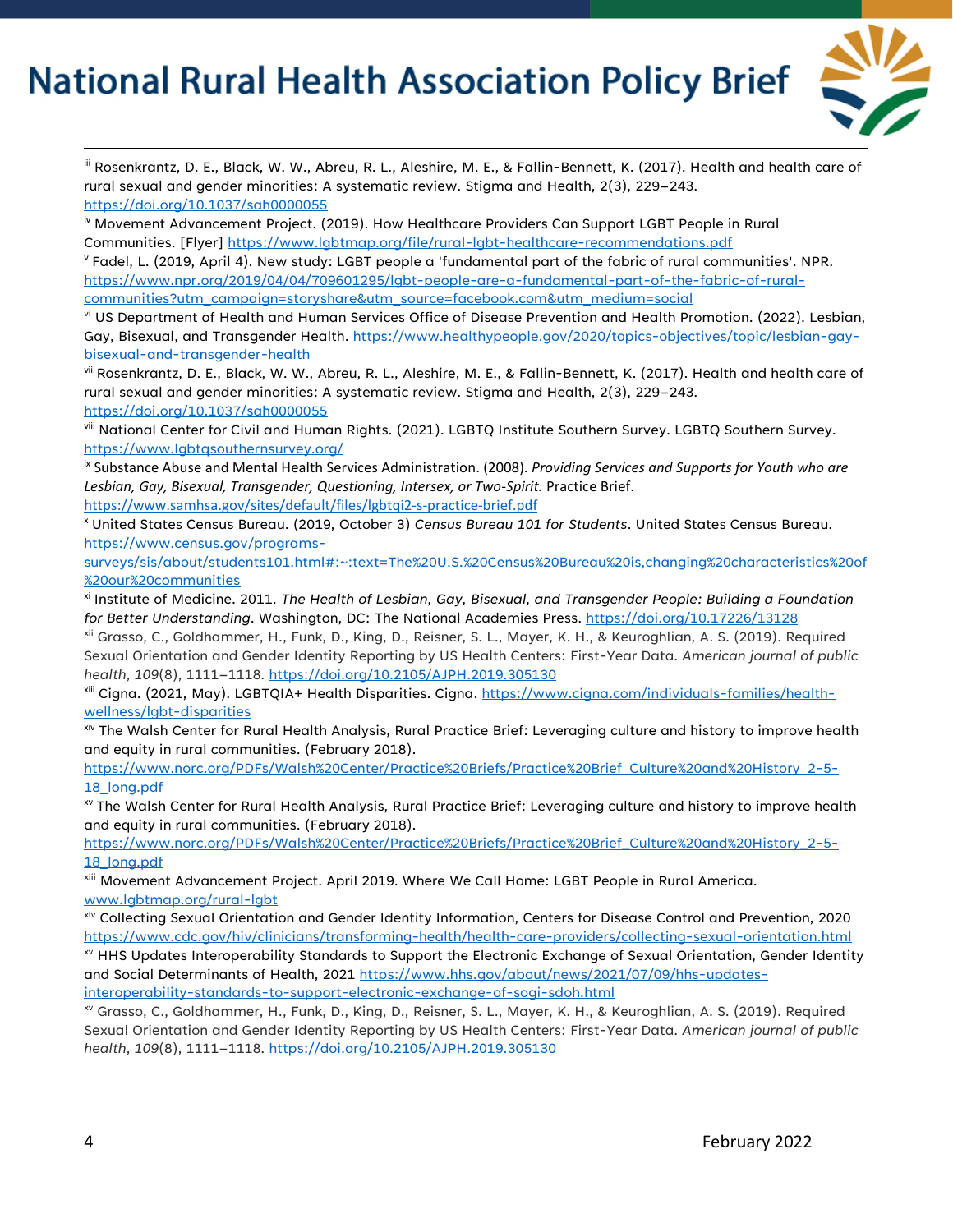[iii] Rosenkrantz, D. E., Black, W. W., Abreu, R. L., Aleshire, M. E., & Fallin-Bennett, K. (2017). Health and health care of rural sexual and gender minorities: A systematic review. Stigma and Health, 2(3), 229–243. https://doi.org/10.1037/sah0000055

[iv] Movement Advancement Project. (2019). How Healthcare Providers Can Support LGBT People in Rural Communities. [Flyer] https://www.lgbtmap.org/file/rural-lgbt-healthcare-recommendations.pdf

[v] Fadel, L. (2019, April 4). New study: LGBT people a 'fundamental part of the fabric of rural communities'. NPR. https://www.npr.org/2019/04/04/709601295/lgbt-people-are-a-fundamental-part-of-the-fabric-of-rural-communities?utm_campaign=storyshare&utm_source=facebook.com&utm_medium=social

[vi] US Department of Health and Human Services Office of Disease Prevention and Health Promotion. (2022). Lesbian, Gay, Bisexual, and Transgender Health. https://www.healthypeople.gov/2020/topics-objectives/topic/lesbian-gay-bisexual-and-transgender-health

[vii] Rosenkrantz, D. E., Black, W. W., Abreu, R. L., Aleshire, M. E., & Fallin-Bennett, K. (2017). Health and health care of rural sexual and gender minorities: A systematic review. Stigma and Health, 2(3), 229–243. https://doi.org/10.1037/sah0000055

[viii] National Center for Civil and Human Rights. (2021). LGBTQ Institute Southern Survey. LGBTQ Southern Survey. https://www.lgbtqsouthernsurvey.org/

[ix] Substance Abuse and Mental Health Services Administration. (2008). *Providing Services and Supports for Youth who are Lesbian, Gay, Bisexual, Transgender, Questioning, Intersex, or Two-Spirit.* Practice Brief. https://www.samhsa.gov/sites/default/files/lgbtqi2-s-practice-brief.pdf

[x] United States Census Bureau. (2019, October 3) *Census Bureau 101 for Students*. United States Census Bureau. https://www.census.gov/programs-surveys/sis/about/students101.html#:~:text=The%20U.S.%20Census%20Bureau%20is,changing%20characteristics%20of%20our%20communities

[xi] Institute of Medicine. 2011. *The Health of Lesbian, Gay, Bisexual, and Transgender People: Building a Foundation for Better Understanding*. Washington, DC: The National Academies Press. https://doi.org/10.17226/13128

[xii] Grasso, C., Goldhammer, H., Funk, D., King, D., Reisner, S. L., Mayer, K. H., & Keuroghlian, A. S. (2019). Required Sexual Orientation and Gender Identity Reporting by US Health Centers: First-Year Data. *American journal of public health*, *109*(8), 1111–1118. https://doi.org/10.2105/AJPH.2019.305130

[xiii] Cigna. (2021, May). LGBTQIA+ Health Disparities. Cigna. https://www.cigna.com/individuals-families/health-wellness/lgbt-disparities

[xiv] The Walsh Center for Rural Health Analysis, Rural Practice Brief: Leveraging culture and history to improve health and equity in rural communities. (February 2018). https://www.norc.org/PDFs/Walsh%20Center/Practice%20Briefs/Practice%20Brief_Culture%20and%20History_2-5-18_long.pdf

[xv] The Walsh Center for Rural Health Analysis, Rural Practice Brief: Leveraging culture and history to improve health and equity in rural communities. (February 2018). https://www.norc.org/PDFs/Walsh%20Center/Practice%20Briefs/Practice%20Brief_Culture%20and%20History_2-5-18_long.pdf

[xiii] Movement Advancement Project. April 2019. Where We Call Home: LGBT People in Rural America. www.lgbtmap.org/rural-lgbt

[xiv] Collecting Sexual Orientation and Gender Identity Information, Centers for Disease Control and Prevention, 2020 https://www.cdc.gov/hiv/clinicians/transforming-health/health-care-providers/collecting-sexual-orientation.html

[xv] HHS Updates Interoperability Standards to Support the Electronic Exchange of Sexual Orientation, Gender Identity and Social Determinants of Health, 2021 https://www.hhs.gov/about/news/2021/07/09/hhs-updates-interoperability-standards-to-support-electronic-exchange-of-sogi-sdoh.html

[xv] Grasso, C., Goldhammer, H., Funk, D., King, D., Reisner, S. L., Mayer, K. H., & Keuroghlian, A. S. (2019). Required Sexual Orientation and Gender Identity Reporting by US Health Centers: First-Year Data. *American journal of public health*, *109*(8), 1111–1118. https://doi.org/10.2105/AJPH.2019.305130